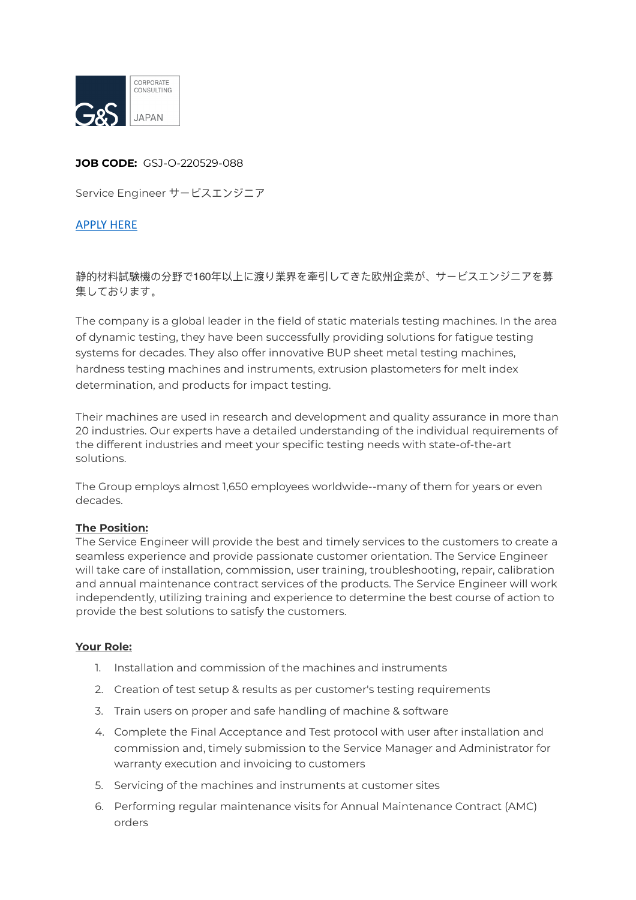**JOB CODE:** GSJ-O-220529-088

Service Engineer サービスエンジニア

[APPLY HERE]

静的材料試験機の分野で160年以上に渡り業界を牽引してきた欧州企業が、サービスエンジニアを募集しております。

The company is a global leader in the field of static materials testing machines. In the area of dynamic testing, they have been successfully providing solutions for fatigue testing systems for decades. They also offer innovative BUP sheet metal testing machines, hardness testing machines and instruments, extrusion plastometers for melt index determination, and products for impact testing.

Their machines are used in research and development and quality assurance in more than 20 industries. Our experts have a detailed understanding of the individual requirements of the different industries and meet your specific testing needs with state-of-the-art solutions.

The Group employs almost 1,650 employees worldwide--many of them for years or even decades.

**The Position:**

The Service Engineer will provide the best and timely services to the customers to create a seamless experience and provide passionate customer orientation. The Service Engineer will take care of installation, commission, user training, troubleshooting, repair, calibration and annual maintenance contract services of the products. The Service Engineer will work independently, utilizing training and experience to determine the best course of action to provide the best solutions to satisfy the customers.

**Your Role:**

1. Installation and commission of the machines and instruments
2. Creation of test setup & results as per customer's testing requirements
3. Train users on proper and safe handling of machine & software
4. Complete the Final Acceptance and Test protocol with user after installation and commission and, timely submission to the Service Manager and Administrator for warranty execution and invoicing to customers
5. Servicing of the machines and instruments at customer sites
6. Performing regular maintenance visits for Annual Maintenance Contract (AMC) orders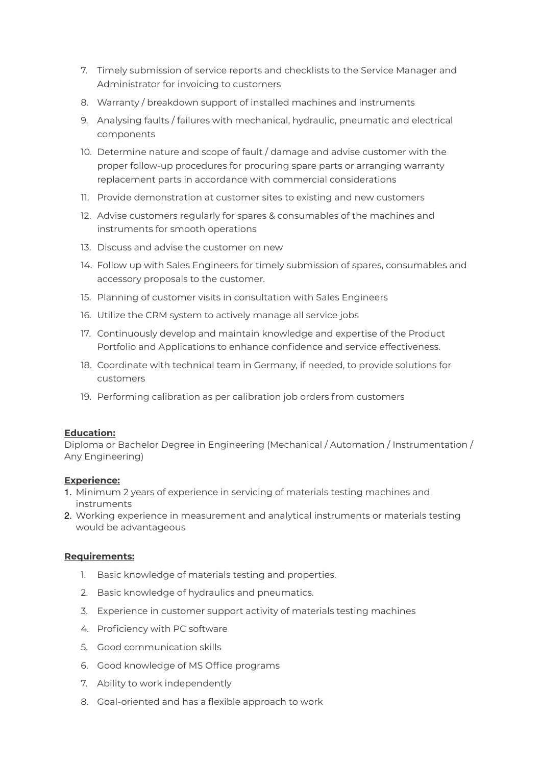7. Timely submission of service reports and checklists to the Service Manager and Administrator for invoicing to customers
8. Warranty / breakdown support of installed machines and instruments
9. Analysing faults / failures with mechanical, hydraulic, pneumatic and electrical components
10. Determine nature and scope of fault / damage and advise customer with the proper follow-up procedures for procuring spare parts or arranging warranty replacement parts in accordance with commercial considerations
11. Provide demonstration at customer sites to existing and new customers
12. Advise customers regularly for spares & consumables of the machines and instruments for smooth operations
13. Discuss and advise the customer on new
14. Follow up with Sales Engineers for timely submission of spares, consumables and accessory proposals to the customer.
15. Planning of customer visits in consultation with Sales Engineers
16. Utilize the CRM system to actively manage all service jobs
17. Continuously develop and maintain knowledge and expertise of the Product Portfolio and Applications to enhance confidence and service effectiveness.
18. Coordinate with technical team in Germany, if needed, to provide solutions for customers
19. Performing calibration as per calibration job orders from customers

**Education:**

Diploma or Bachelor Degree in Engineering (Mechanical / Automation / Instrumentation / Any Engineering)

**Experience:**

1. Minimum 2 years of experience in servicing of materials testing machines and instruments
2. Working experience in measurement and analytical instruments or materials testing would be advantageous

**Requirements:**

1. Basic knowledge of materials testing and properties.
2. Basic knowledge of hydraulics and pneumatics.
3. Experience in customer support activity of materials testing machines
4. Proficiency with PC software
5. Good communication skills
6. Good knowledge of MS Office programs
7. Ability to work independently
8. Goal-oriented and has a flexible approach to work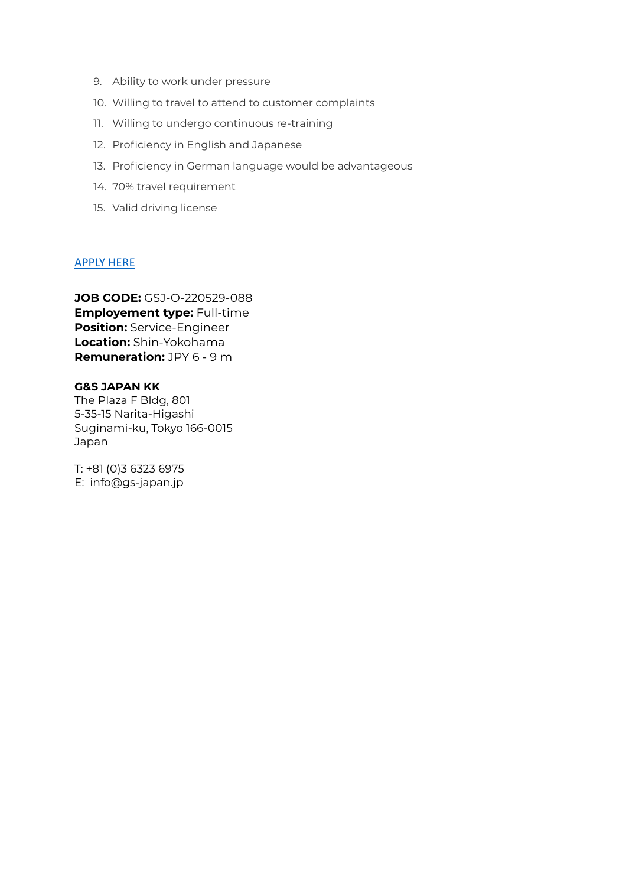9. Ability to work under pressure
10. Willing to travel to attend to customer complaints
11. Willing to undergo continuous re-training
12. Proficiency in English and Japanese
13. Proficiency in German language would be advantageous
14. 70% travel requirement
15. Valid driving license

APPLY HERE

**JOB CODE:** GSJ-O-220529-088
**Employement type:** Full-time
**Position:** Service-Engineer
**Location:** Shin-Yokohama
**Remuneration:** JPY 6 - 9 m

**G&S JAPAN KK**
The Plaza F Bldg, 801
5-35-15 Narita-Higashi
Suginami-ku, Tokyo 166-0015
Japan

T: +81 (0)3 6323 6975
E: info@gs-japan.jp